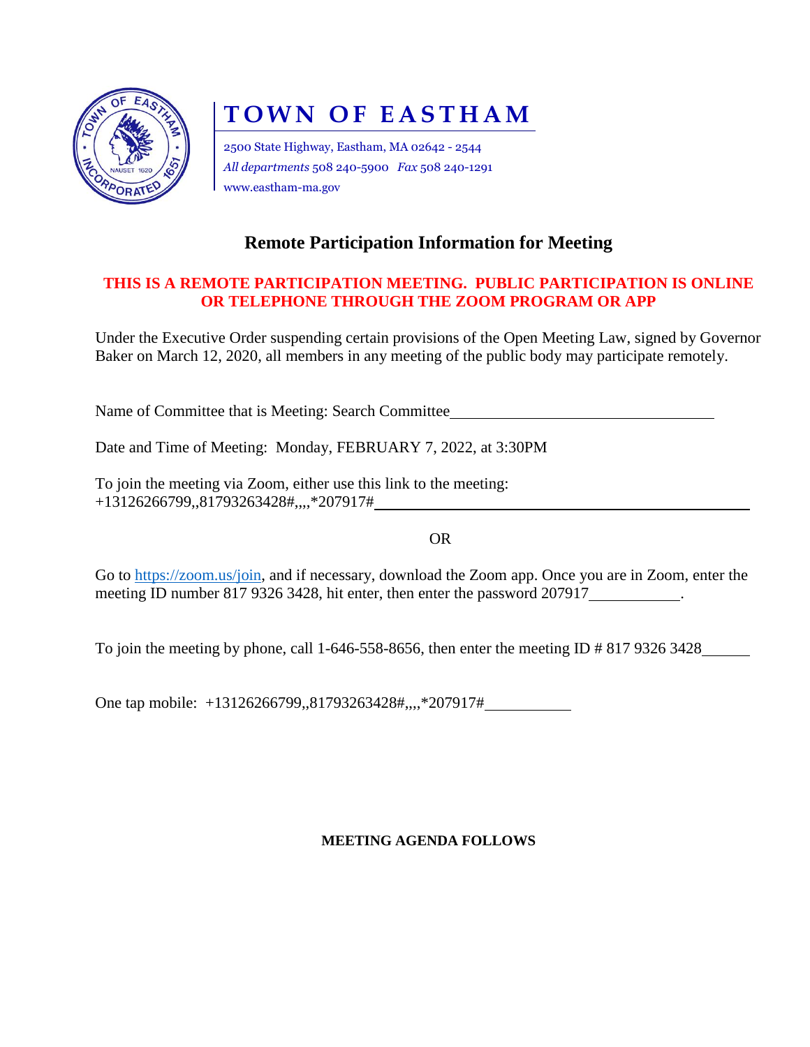# TOWN OF EASTHAM

2500 State Highway, Eastham, MA 02642 - 2544
*All departments* 508 240-5900 *Fax* 508 240-1291
www.eastham-ma.gov

## Remote Participation Information for Meeting

**THIS IS A REMOTE PARTICIPATION MEETING. PUBLIC PARTICIPATION IS ONLINE OR TELEPHONE THROUGH THE ZOOM PROGRAM OR APP**

Under the Executive Order suspending certain provisions of the Open Meeting Law, signed by Governor Baker on March 12, 2020, all members in any meeting of the public body may participate remotely.

Name of Committee that is Meeting: Search Committee

Date and Time of Meeting: Monday, FEBRUARY 7, 2022, at 3:30PM

To join the meeting via Zoom, either use this link to the meeting:
+13126266799,,81793263428#,,,,*207917#

OR

Go to https://zoom.us/join, and if necessary, download the Zoom app. Once you are in Zoom, enter the meeting ID number 817 9326 3428, hit enter, then enter the password 207917.

To join the meeting by phone, call 1-646-558-8656, then enter the meeting ID # 817 9326 3428

One tap mobile: +13126266799,,81793263428#,,,,*207917#

**MEETING AGENDA FOLLOWS**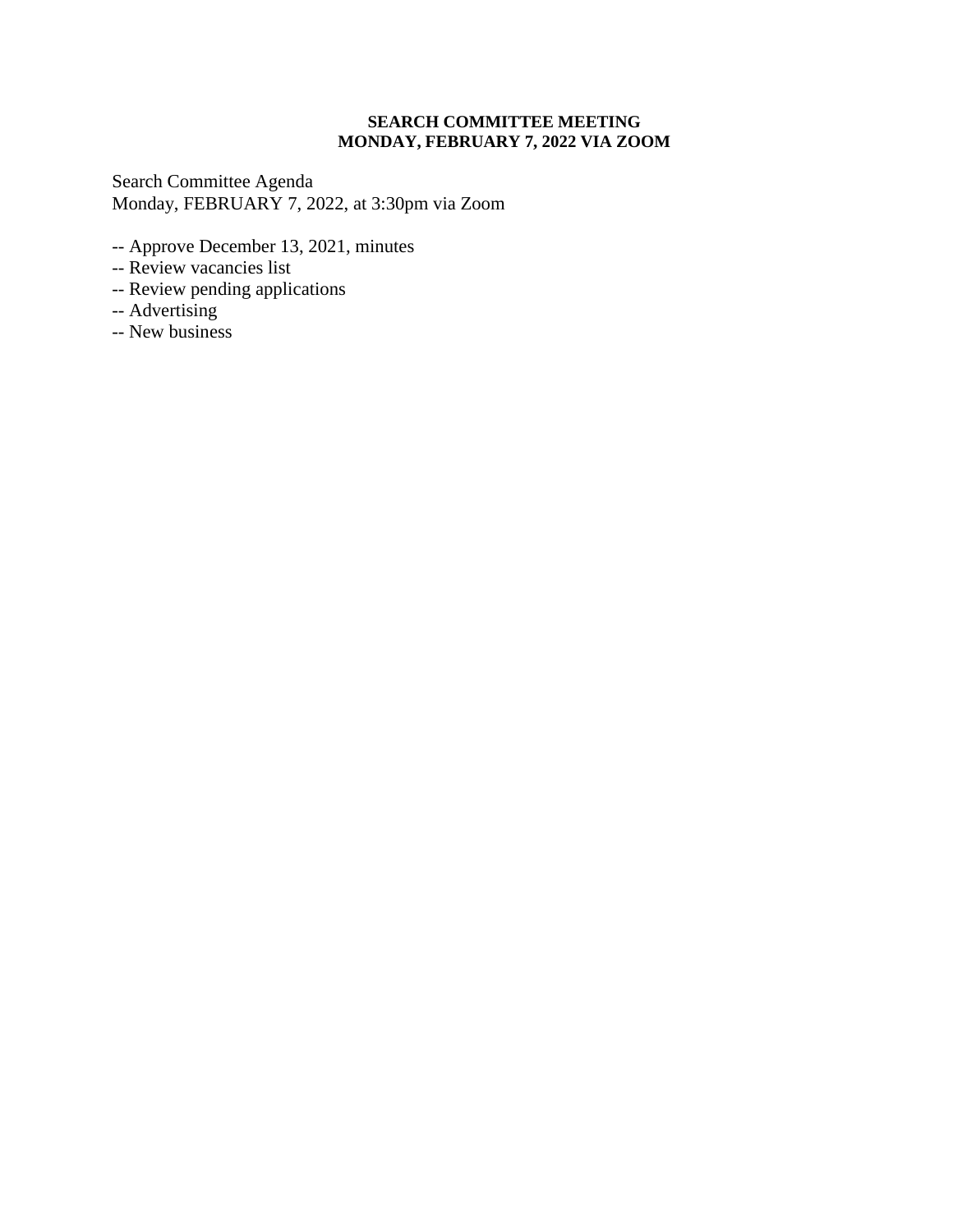**SEARCH COMMITTEE MEETING**
**MONDAY, FEBRUARY 7, 2022 VIA ZOOM**

Search Committee Agenda
Monday, FEBRUARY 7, 2022, at 3:30pm via Zoom

-- Approve December 13, 2021, minutes
-- Review vacancies list
-- Review pending applications
-- Advertising
-- New business